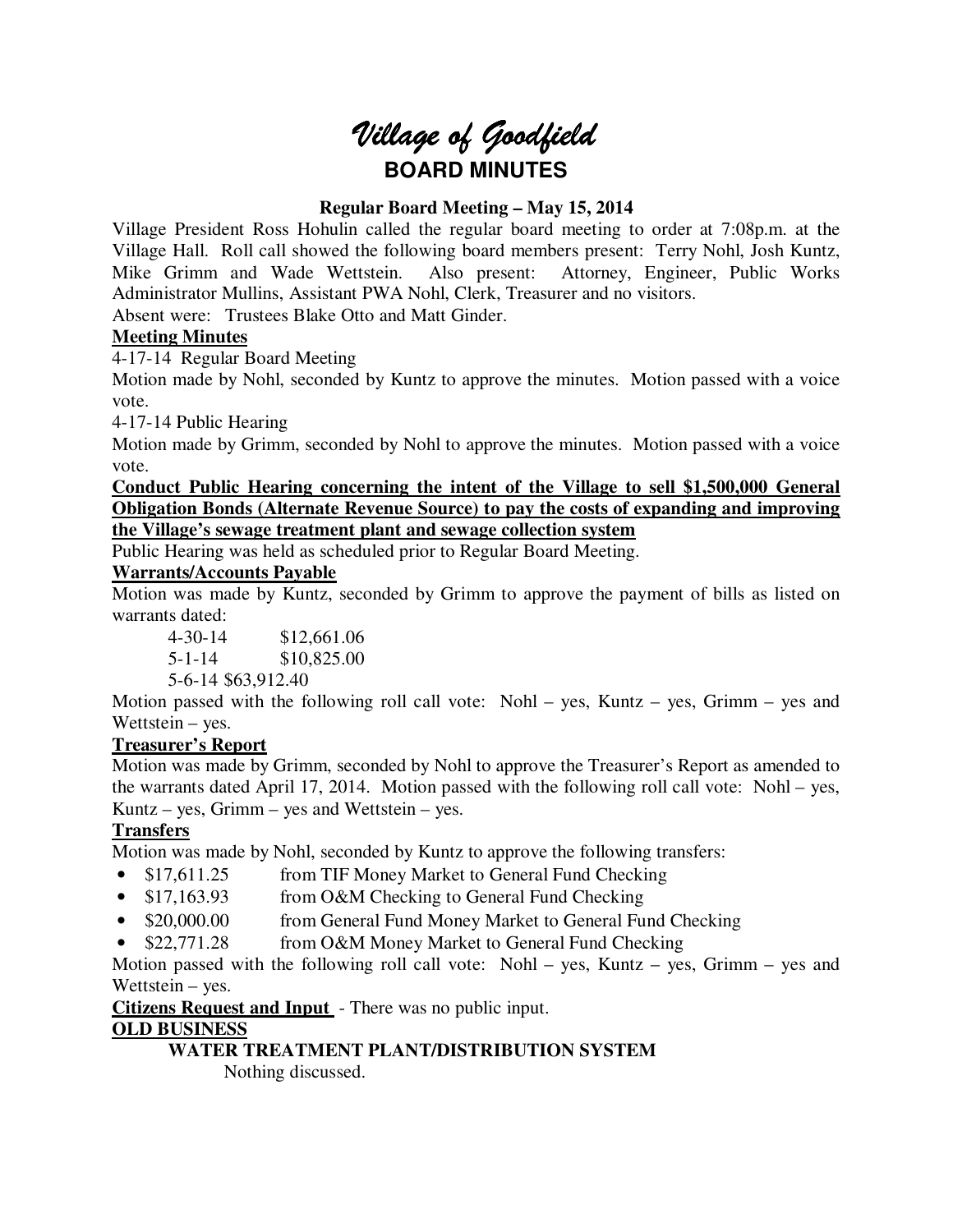# *Village of Goodfield*

## BOARD MINUTES

**Regular Board Meeting – May 15, 2014**

Village President Ross Hohulin called the regular board meeting to order at 7:08p.m. at the Village Hall. Roll call showed the following board members present: Terry Nohl, Josh Kuntz, Mike Grimm and Wade Wettstein. Also present: Attorney, Engineer, Public Works Administrator Mullins, Assistant PWA Nohl, Clerk, Treasurer and no visitors.

Absent were: Trustees Blake Otto and Matt Ginder.

**Meeting Minutes**

4-17-14 Regular Board Meeting

Motion made by Nohl, seconded by Kuntz to approve the minutes. Motion passed with a voice vote.

4-17-14 Public Hearing

Motion made by Grimm, seconded by Nohl to approve the minutes. Motion passed with a voice vote.

**Conduct Public Hearing concerning the intent of the Village to sell $1,500,000 General Obligation Bonds (Alternate Revenue Source) to pay the costs of expanding and improving the Village's sewage treatment plant and sewage collection system**

Public Hearing was held as scheduled prior to Regular Board Meeting.

**Warrants/Accounts Payable**

Motion was made by Kuntz, seconded by Grimm to approve the payment of bills as listed on warrants dated:

4-30-14 $12,661.06
5-1-14 $10,825.00
5-6-14 $63,912.40

Motion passed with the following roll call vote: Nohl – yes, Kuntz – yes, Grimm – yes and Wettstein – yes.

**Treasurer's Report**

Motion was made by Grimm, seconded by Nohl to approve the Treasurer's Report as amended to the warrants dated April 17, 2014. Motion passed with the following roll call vote: Nohl – yes, Kuntz – yes, Grimm – yes and Wettstein – yes.

**Transfers**

Motion was made by Nohl, seconded by Kuntz to approve the following transfers:

- $17,611.25 from TIF Money Market to General Fund Checking
- $17,163.93 from O&M Checking to General Fund Checking
- $20,000.00 from General Fund Money Market to General Fund Checking
- $22,771.28 from O&M Money Market to General Fund Checking

Motion passed with the following roll call vote: Nohl – yes, Kuntz – yes, Grimm – yes and Wettstein – yes.

**Citizens Request and Input** - There was no public input.

**OLD BUSINESS**

**WATER TREATMENT PLANT/DISTRIBUTION SYSTEM**

Nothing discussed.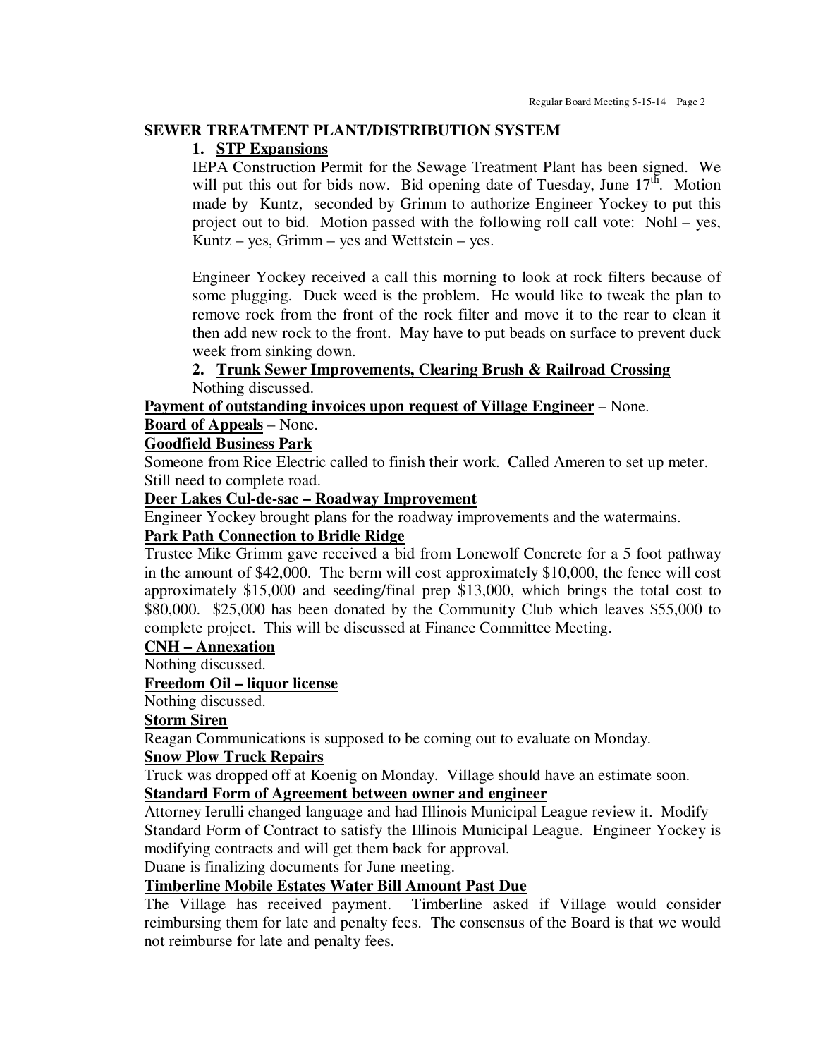## SEWER TREATMENT PLANT/DISTRIBUTION SYSTEM

1. **STP Expansions**

   IEPA Construction Permit for the Sewage Treatment Plant has been signed. We will put this out for bids now. Bid opening date of Tuesday, June 17th. Motion made by Kuntz, seconded by Grimm to authorize Engineer Yockey to put this project out to bid. Motion passed with the following roll call vote: Nohl – yes, Kuntz – yes, Grimm – yes and Wettstein – yes.

   Engineer Yockey received a call this morning to look at rock filters because of some plugging. Duck weed is the problem. He would like to tweak the plan to remove rock from the front of the rock filter and move it to the rear to clean it then add new rock to the front. May have to put beads on surface to prevent duck week from sinking down.

2. **Trunk Sewer Improvements, Clearing Brush & Railroad Crossing**

   Nothing discussed.

**Payment of outstanding invoices upon request of Village Engineer** – None.

**Board of Appeals** – None.

**Goodfield Business Park**

Someone from Rice Electric called to finish their work. Called Ameren to set up meter. Still need to complete road.

**Deer Lakes Cul-de-sac – Roadway Improvement**

Engineer Yockey brought plans for the roadway improvements and the watermains.

**Park Path Connection to Bridle Ridge**

Trustee Mike Grimm gave received a bid from Lonewolf Concrete for a 5 foot pathway in the amount of $42,000. The berm will cost approximately $10,000, the fence will cost approximately $15,000 and seeding/final prep $13,000, which brings the total cost to $80,000. $25,000 has been donated by the Community Club which leaves $55,000 to complete project. This will be discussed at Finance Committee Meeting.

**CNH – Annexation**

Nothing discussed.

**Freedom Oil – liquor license**

Nothing discussed.

**Storm Siren**

Reagan Communications is supposed to be coming out to evaluate on Monday.

**Snow Plow Truck Repairs**

Truck was dropped off at Koenig on Monday. Village should have an estimate soon.

**Standard Form of Agreement between owner and engineer**

Attorney Ierulli changed language and had Illinois Municipal League review it. Modify Standard Form of Contract to satisfy the Illinois Municipal League. Engineer Yockey is modifying contracts and will get them back for approval.

Duane is finalizing documents for June meeting.

**Timberline Mobile Estates Water Bill Amount Past Due**

The Village has received payment. Timberline asked if Village would consider reimbursing them for late and penalty fees. The consensus of the Board is that we would not reimburse for late and penalty fees.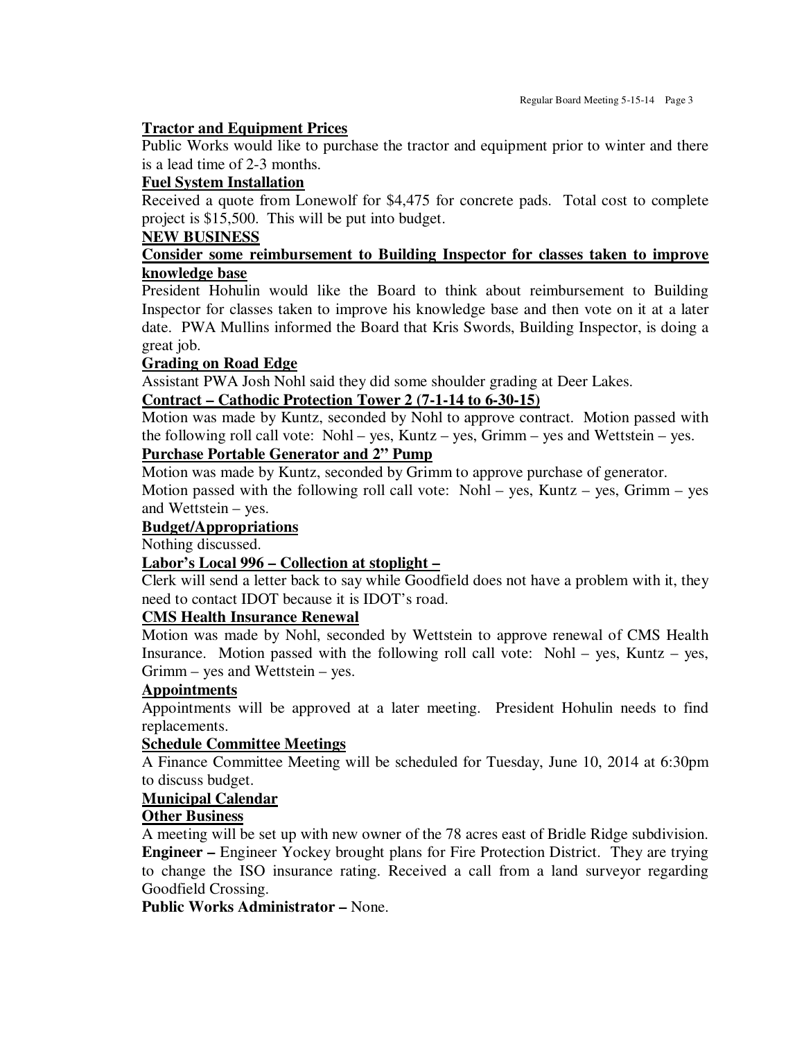**Tractor and Equipment Prices**

Public Works would like to purchase the tractor and equipment prior to winter and there is a lead time of 2-3 months.

**Fuel System Installation**

Received a quote from Lonewolf for $4,475 for concrete pads. Total cost to complete project is $15,500. This will be put into budget.

**NEW BUSINESS**

**Consider some reimbursement to Building Inspector for classes taken to improve knowledge base**

President Hohulin would like the Board to think about reimbursement to Building Inspector for classes taken to improve his knowledge base and then vote on it at a later date. PWA Mullins informed the Board that Kris Swords, Building Inspector, is doing a great job.

**Grading on Road Edge**

Assistant PWA Josh Nohl said they did some shoulder grading at Deer Lakes.

**Contract – Cathodic Protection Tower 2 (7-1-14 to 6-30-15)**

Motion was made by Kuntz, seconded by Nohl to approve contract. Motion passed with the following roll call vote: Nohl – yes, Kuntz – yes, Grimm – yes and Wettstein – yes.

**Purchase Portable Generator and 2" Pump**

Motion was made by Kuntz, seconded by Grimm to approve purchase of generator.
Motion passed with the following roll call vote: Nohl – yes, Kuntz – yes, Grimm – yes and Wettstein – yes.

**Budget/Appropriations**

Nothing discussed.

**Labor's Local 996 – Collection at stoplight –**

Clerk will send a letter back to say while Goodfield does not have a problem with it, they need to contact IDOT because it is IDOT's road.

**CMS Health Insurance Renewal**

Motion was made by Nohl, seconded by Wettstein to approve renewal of CMS Health Insurance. Motion passed with the following roll call vote: Nohl – yes, Kuntz – yes, Grimm – yes and Wettstein – yes.

**Appointments**

Appointments will be approved at a later meeting. President Hohulin needs to find replacements.

**Schedule Committee Meetings**

A Finance Committee Meeting will be scheduled for Tuesday, June 10, 2014 at 6:30pm to discuss budget.

**Municipal Calendar**

**Other Business**

A meeting will be set up with new owner of the 78 acres east of Bridle Ridge subdivision.

**Engineer –** Engineer Yockey brought plans for Fire Protection District. They are trying to change the ISO insurance rating. Received a call from a land surveyor regarding Goodfield Crossing.

**Public Works Administrator –** None.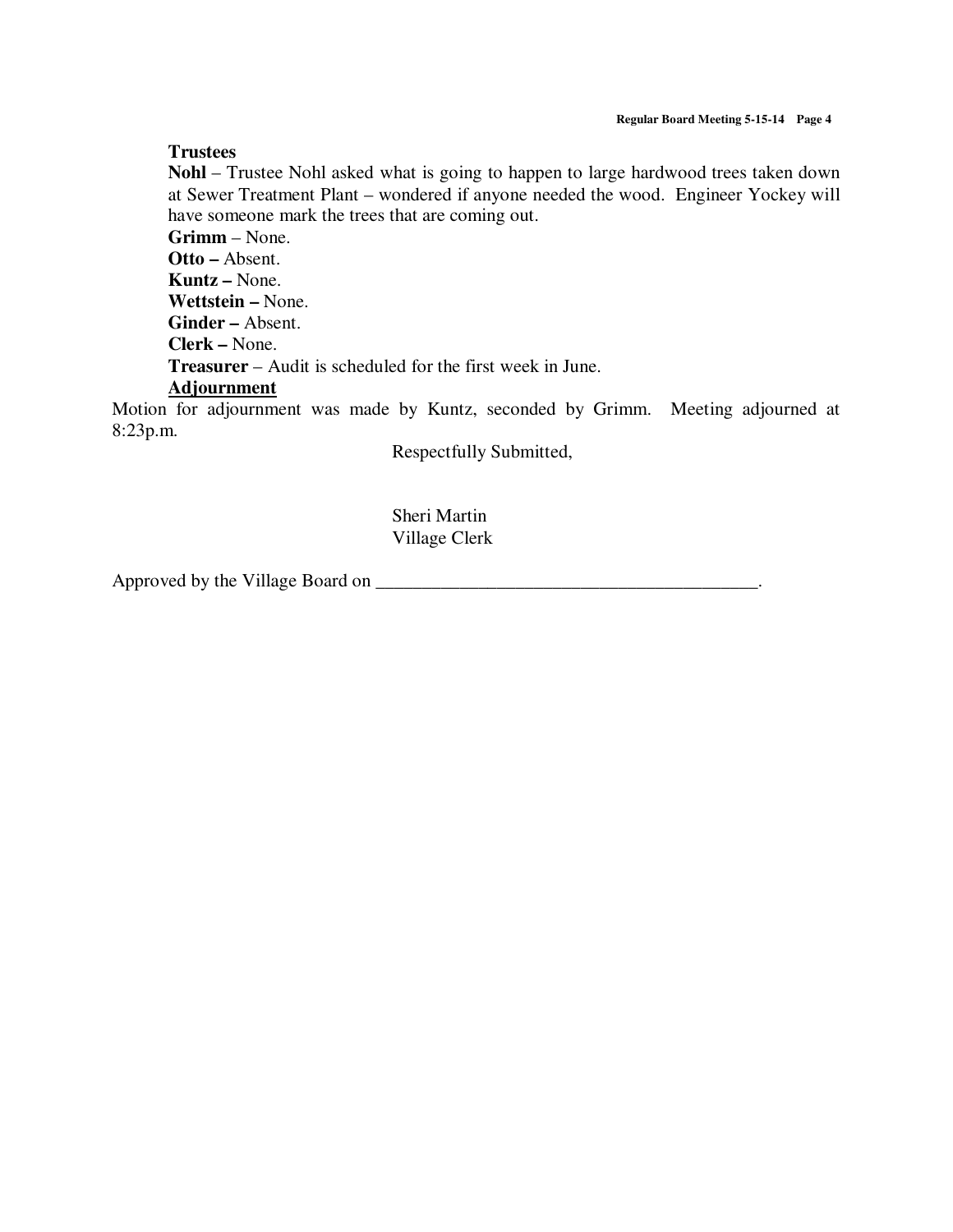**Trustees**

**Nohl** – Trustee Nohl asked what is going to happen to large hardwood trees taken down at Sewer Treatment Plant – wondered if anyone needed the wood. Engineer Yockey will have someone mark the trees that are coming out.

**Grimm** – None.

**Otto –** Absent.

**Kuntz –** None.

**Wettstein –** None.

**Ginder –** Absent.

**Clerk –** None.

**Treasurer** – Audit is scheduled for the first week in June.

**<u>Adjournment</u>**

Motion for adjournment was made by Kuntz, seconded by Grimm. Meeting adjourned at 8:23p.m.

Respectfully Submitted,

Sheri Martin
Village Clerk

Approved by the Village Board on ________________________________________.